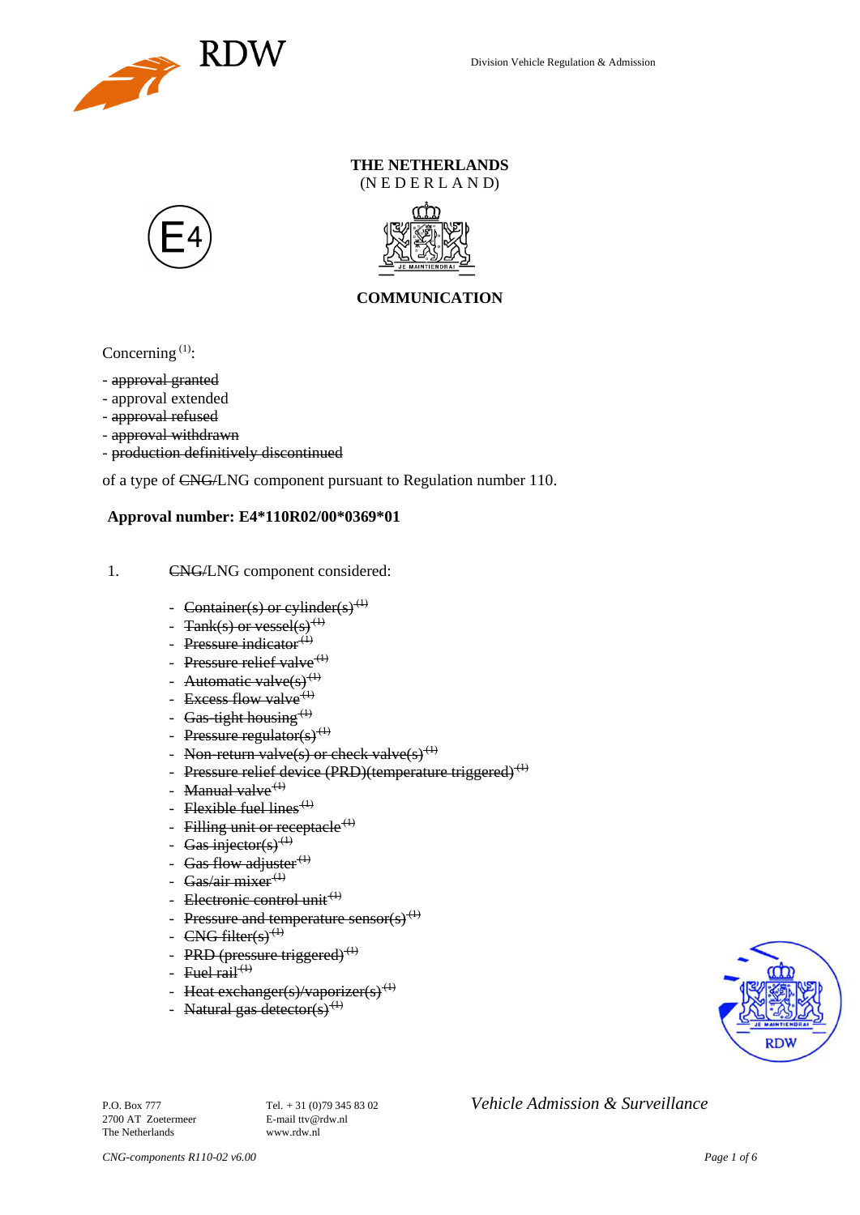RDW

Division Vehicle Regulation & Admission

**THE NETHERLANDS**
(N E D E R L A N D)

E4

JE MAINTIENDRAI

**COMMUNICATION**

Concerning [1]:

- ~~approval granted~~
- approval extended
- ~~approval refused~~
- ~~approval withdrawn~~
- ~~production definitively discontinued~~

of a type of ~~CNG/~~LNG component pursuant to Regulation number 110.

**Approval number: E4*110R02/00*0369*01**

1. ~~CNG/~~LNG component considered:

   - ~~Container(s) or cylinder(s)~~ ~~[1]~~
   - ~~Tank(s) or vessel(s)~~ ~~[1]~~
   - ~~Pressure indicator~~ ~~[1]~~
   - ~~Pressure relief valve~~ ~~[1]~~
   - ~~Automatic valve(s)~~ ~~[1]~~
   - ~~Excess flow valve~~ ~~[1]~~
   - ~~Gas-tight housing~~ ~~[1]~~
   - ~~Pressure regulator(s)~~ ~~[1]~~
   - ~~Non-return valve(s) or check valve(s)~~ ~~[1]~~
   - ~~Pressure relief device (PRD)(temperature triggered)~~ ~~[1]~~
   - ~~Manual valve~~ ~~[1]~~
   - ~~Flexible fuel lines~~ ~~[1]~~
   - ~~Filling unit or receptacle~~ ~~[1]~~
   - ~~Gas injector(s)~~ ~~[1]~~
   - ~~Gas flow adjuster~~ ~~[1]~~
   - ~~Gas/air mixer~~ ~~[1]~~
   - ~~Electronic control unit~~ ~~[1]~~
   - ~~Pressure and temperature sensor(s)~~ ~~[1]~~
   - ~~CNG filter(s)~~ ~~[1]~~
   - ~~PRD (pressure triggered)~~ ~~[1]~~
   - ~~Fuel rail~~ ~~[1]~~
   - ~~Heat exchanger(s)/vaporizer(s)~~ ~~[1]~~
   - ~~Natural gas detector(s)~~ ~~[1]~~

JE MAINTIENDRAI
RDW

P.O. Box 777
2700 AT Zoetermeer
The Netherlands

Tel. + 31 (0)79 345 83 02
E-mail ttv@rdw.nl
www.rdw.nl

*Vehicle Admission & Surveillance*

*CNG-components R110-02 v6.00*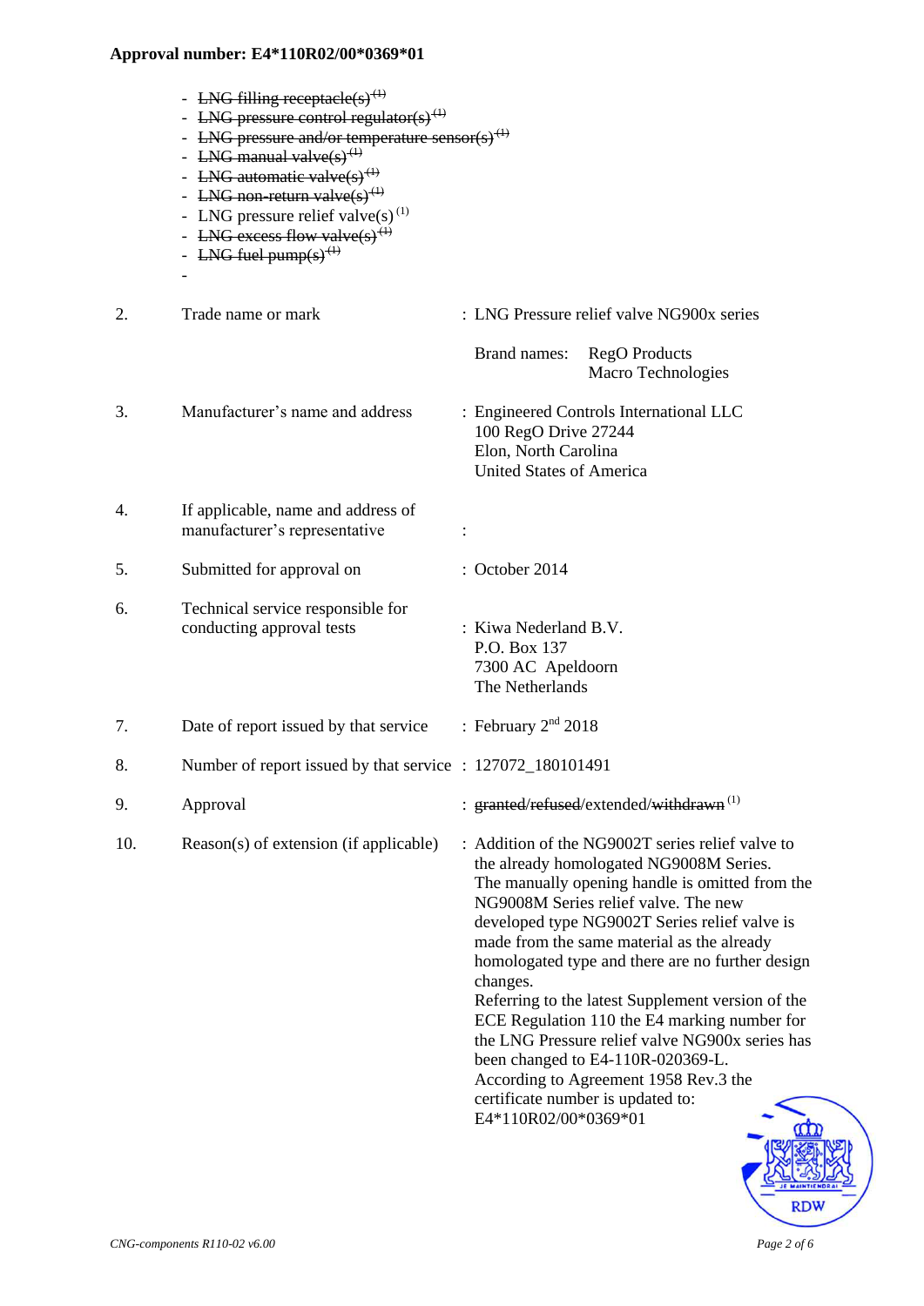**Approval number: E4*110R02/00*0369*01**

- ~~LNG filling receptacle(s)~~ ~~(1)~~
- ~~LNG pressure control regulator(s)~~ ~~(1)~~
- ~~LNG pressure and/or temperature sensor(s)~~ ~~(1)~~
- ~~LNG manual valve(s)~~ ~~(1)~~
- ~~LNG automatic valve(s)~~ ~~(1)~~
- ~~LNG non-return valve(s)~~ ~~(1)~~
- LNG pressure relief valve(s) (1)
- ~~LNG excess flow valve(s)~~ ~~(1)~~
- ~~LNG fuel pump(s)~~ ~~(1)~~
-

| | | |
|---|---|---|
| 2. | Trade name or mark | : LNG Pressure relief valve NG900x series<br><br>Brand names: RegO Products<br>Macro Technologies |
| 3. | Manufacturer's name and address | : Engineered Controls International LLC<br>100 RegO Drive 27244<br>Elon, North Carolina<br>United States of America |
| 4. | If applicable, name and address of manufacturer's representative | : |
| 5. | Submitted for approval on | : October 2014 |
| 6. | Technical service responsible for conducting approval tests | : Kiwa Nederland B.V.<br>P.O. Box 137<br>7300 AC Apeldoorn<br>The Netherlands |
| 7. | Date of report issued by that service | : February 2nd 2018 |
| 8. | Number of report issued by that service | : 127072_180101491 |
| 9. | Approval | : ~~granted~~/~~refused~~/extended/~~withdrawn~~ (1) |
| 10. | Reason(s) of extension (if applicable) | : Addition of the NG9002T series relief valve to the already homologated NG9008M Series. The manually opening handle is omitted from the NG9008M Series relief valve. The new developed type NG9002T Series relief valve is made from the same material as the already homologated type and there are no further design changes.<br>Referring to the latest Supplement version of the ECE Regulation 110 the E4 marking number for the LNG Pressure relief valve NG900x series has been changed to E4-110R-020369-L.<br>According to Agreement 1958 Rev.3 the certificate number is updated to:<br>E4*110R02/00*0369*01 |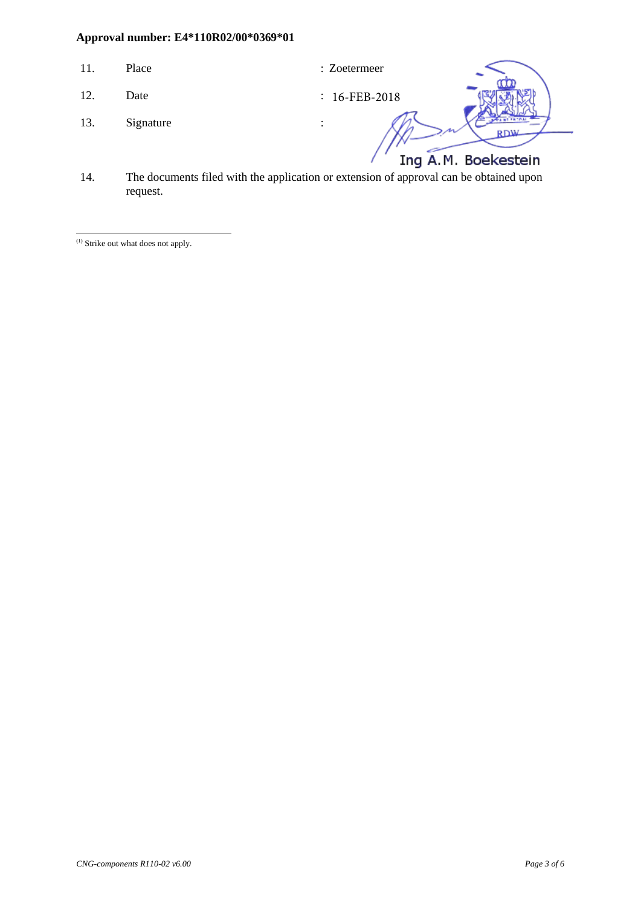**Approval number: E4*110R02/00*0369*01**

| | | |
|---|---|---|
| 11. | Place | : Zoetermeer |
| 12. | Date | : 16-FEB-2018 |
| 13. | Signature | : |

Ing A.M. Boekestein

14. The documents filed with the application or extension of approval can be obtained upon request.

---

(1) Strike out what does not apply.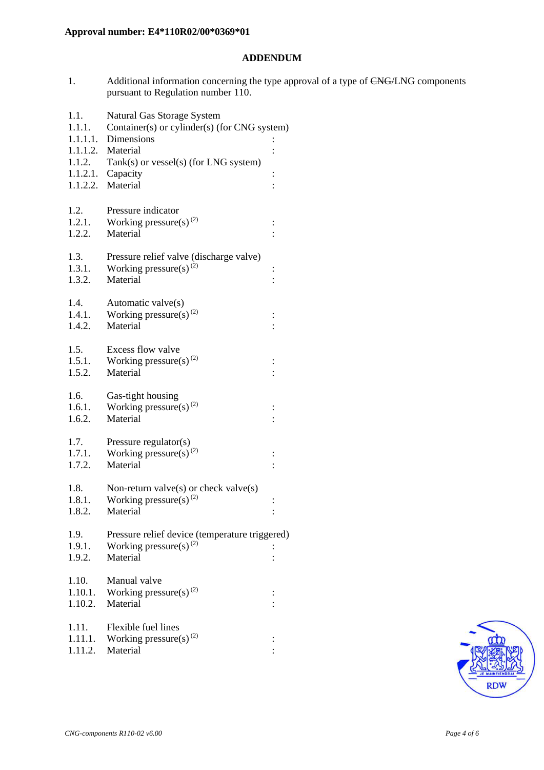**Approval number: E4*110R02/00*0369*01**

## ADDENDUM

1. Additional information concerning the type approval of a type of ~~CNG/~~LNG components pursuant to Regulation number 110.

1.1. Natural Gas Storage System
1.1.1. Container(s) or cylinder(s) (for CNG system)
1.1.1.1. Dimensions :
1.1.1.2. Material :
1.1.2. Tank(s) or vessel(s) (for LNG system)
1.1.2.1. Capacity :
1.1.2.2. Material :

1.2. Pressure indicator
1.2.1. Working pressure(s) [(2)] :
1.2.2. Material :

1.3. Pressure relief valve (discharge valve)
1.3.1. Working pressure(s) [(2)] :
1.3.2. Material :

1.4. Automatic valve(s)
1.4.1. Working pressure(s) [(2)] :
1.4.2. Material :

1.5. Excess flow valve
1.5.1. Working pressure(s) [(2)] :
1.5.2. Material :

1.6. Gas-tight housing
1.6.1. Working pressure(s) [(2)] :
1.6.2. Material :

1.7. Pressure regulator(s)
1.7.1. Working pressure(s) [(2)] :
1.7.2. Material :

1.8. Non-return valve(s) or check valve(s)
1.8.1. Working pressure(s) [(2)] :
1.8.2. Material :

1.9. Pressure relief device (temperature triggered)
1.9.1. Working pressure(s) [(2)] :
1.9.2. Material :

1.10. Manual valve
1.10.1. Working pressure(s) [(2)] :
1.10.2. Material :

1.11. Flexible fuel lines
1.11.1. Working pressure(s) [(2)] :
1.11.2. Material :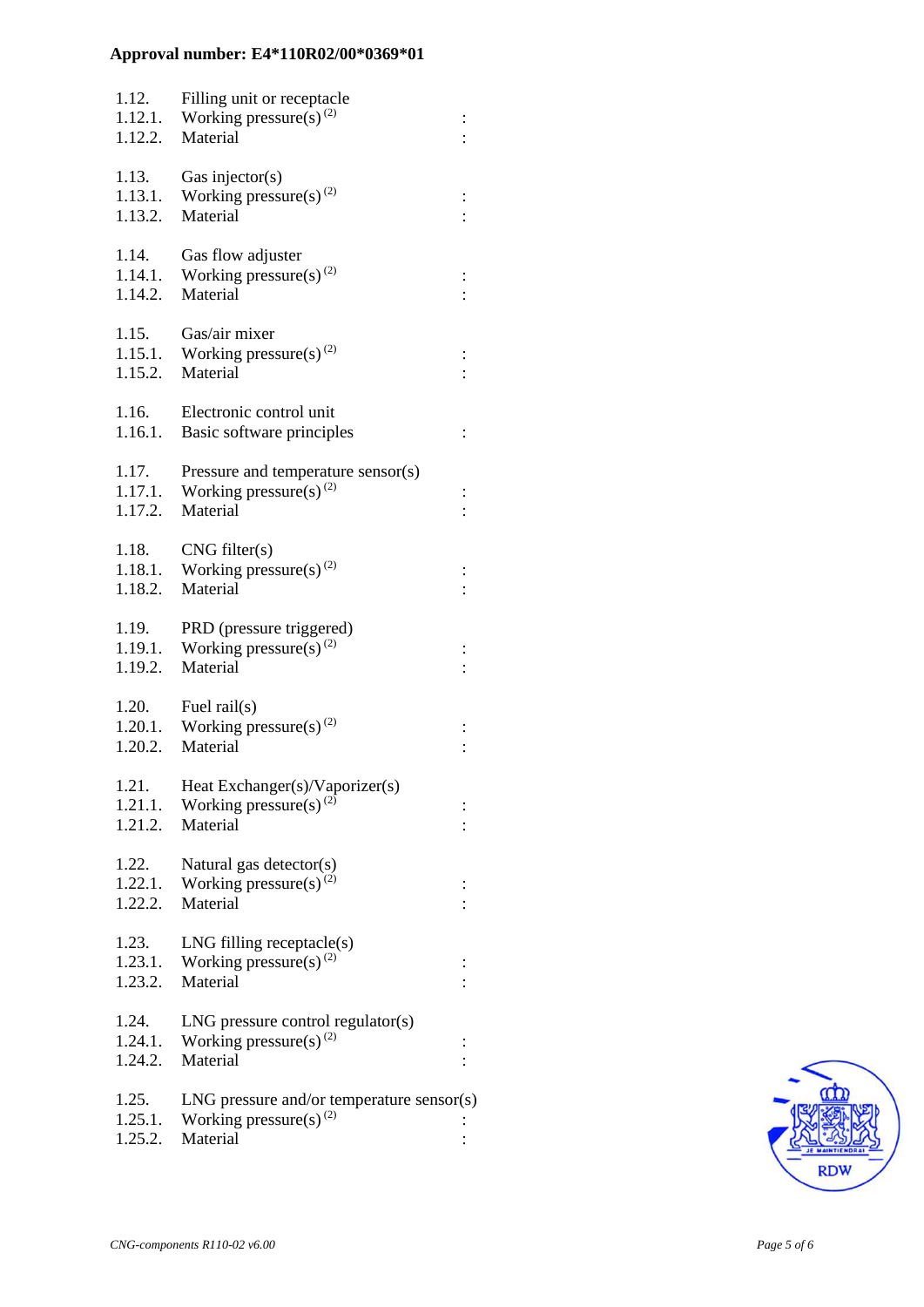**Approval number: E4*110R02/00*0369*01**

1.12. Filling unit or receptacle
1.12.1. Working pressure(s) [(2)] :
1.12.2. Material :

1.13. Gas injector(s)
1.13.1. Working pressure(s) [(2)] :
1.13.2. Material :

1.14. Gas flow adjuster
1.14.1. Working pressure(s) [(2)] :
1.14.2. Material :

1.15. Gas/air mixer
1.15.1. Working pressure(s) [(2)] :
1.15.2. Material :

1.16. Electronic control unit
1.16.1. Basic software principles :

1.17. Pressure and temperature sensor(s)
1.17.1. Working pressure(s) [(2)] :
1.17.2. Material :

1.18. CNG filter(s)
1.18.1. Working pressure(s) [(2)] :
1.18.2. Material :

1.19. PRD (pressure triggered)
1.19.1. Working pressure(s) [(2)] :
1.19.2. Material :

1.20. Fuel rail(s)
1.20.1. Working pressure(s) [(2)] :
1.20.2. Material :

1.21. Heat Exchanger(s)/Vaporizer(s)
1.21.1. Working pressure(s) [(2)] :
1.21.2. Material :

1.22. Natural gas detector(s)
1.22.1. Working pressure(s) [(2)] :
1.22.2. Material :

1.23. LNG filling receptacle(s)
1.23.1. Working pressure(s) [(2)] :
1.23.2. Material :

1.24. LNG pressure control regulator(s)
1.24.1. Working pressure(s) [(2)] :
1.24.2. Material :

1.25. LNG pressure and/or temperature sensor(s)
1.25.1. Working pressure(s) [(2)] :
1.25.2. Material :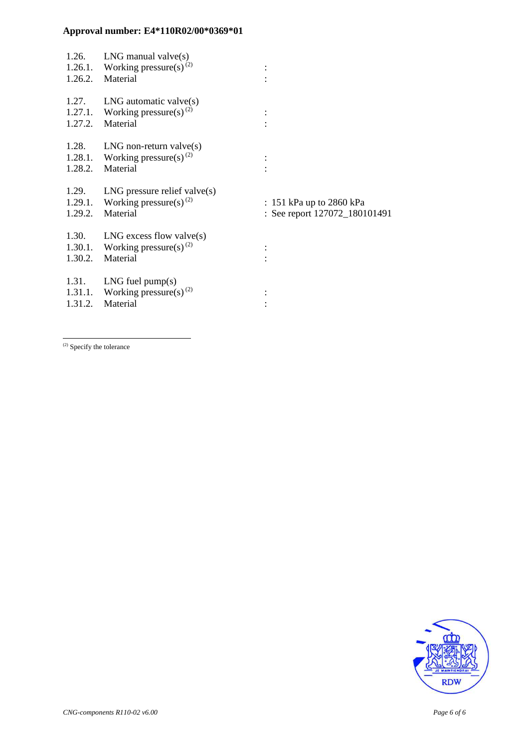**Approval number: E4*110R02/00*0369*01**

| | | |
|---|---|---|
| 1.26. | LNG manual valve(s) | |
| 1.26.1. | Working pressure(s) [(2)] | : |
| 1.26.2. | Material | : |
| 1.27. | LNG automatic valve(s) | |
| 1.27.1. | Working pressure(s) [(2)] | : |
| 1.27.2. | Material | : |
| 1.28. | LNG non-return valve(s) | |
| 1.28.1. | Working pressure(s) [(2)] | : |
| 1.28.2. | Material | : |
| 1.29. | LNG pressure relief valve(s) | |
| 1.29.1. | Working pressure(s) [(2)] | : 151 kPa up to 2860 kPa |
| 1.29.2. | Material | : See report 127072_180101491 |
| 1.30. | LNG excess flow valve(s) | |
| 1.30.1. | Working pressure(s) [(2)] | : |
| 1.30.2. | Material | : |
| 1.31. | LNG fuel pump(s) | |
| 1.31.1. | Working pressure(s) [(2)] | : |
| 1.31.2. | Material | : |

---

[(2)] Specify the tolerance

*CNG-components R110-02 v6.00*